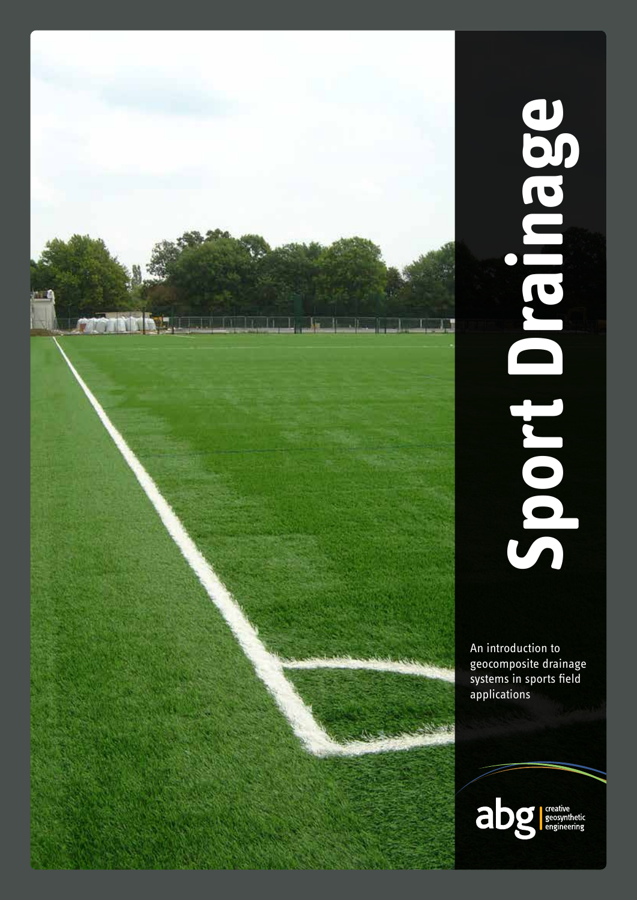# Sport Drainage

An introduction to geocomposite drainage systems in sports field applications

abg creative geosynthetic engineering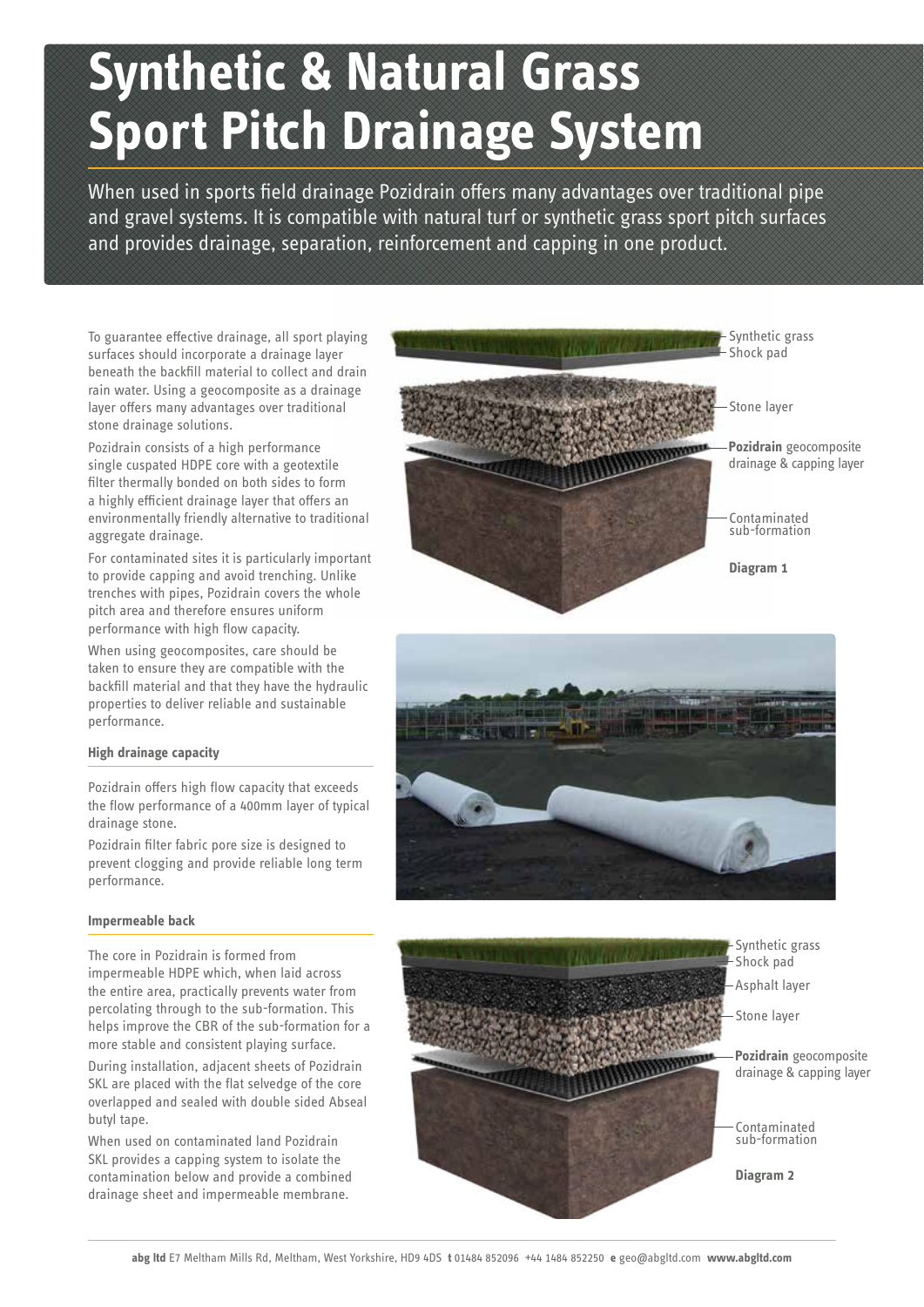# Synthetic & Natural Grass Sport Pitch Drainage System

When used in sports field drainage Pozidrain offers many advantages over traditional pipe and gravel systems. It is compatible with natural turf or synthetic grass sport pitch surfaces and provides drainage, separation, reinforcement and capping in one product.

To guarantee effective drainage, all sport playing surfaces should incorporate a drainage layer beneath the backfill material to collect and drain rain water. Using a geocomposite as a drainage layer offers many advantages over traditional stone drainage solutions.

Pozidrain consists of a high performance single cuspated HDPE core with a geotextile filter thermally bonded on both sides to form a highly efficient drainage layer that offers an environmentally friendly alternative to traditional aggregate drainage.

For contaminated sites it is particularly important to provide capping and avoid trenching. Unlike trenches with pipes, Pozidrain covers the whole pitch area and therefore ensures uniform performance with high flow capacity.

When using geocomposites, care should be taken to ensure they are compatible with the backfill material and that they have the hydraulic properties to deliver reliable and sustainable performance.

### High drainage capacity

Pozidrain offers high flow capacity that exceeds the flow performance of a 400mm layer of typical drainage stone.

Pozidrain filter fabric pore size is designed to prevent clogging and provide reliable long term performance.

### Impermeable back

The core in Pozidrain is formed from impermeable HDPE which, when laid across the entire area, practically prevents water from percolating through to the sub-formation. This helps improve the CBR of the sub-formation for a more stable and consistent playing surface.

During installation, adjacent sheets of Pozidrain SKL are placed with the flat selvedge of the core overlapped and sealed with double sided Abseal butyl tape.

When used on contaminated land Pozidrain SKL provides a capping system to isolate the contamination below and provide a combined drainage sheet and impermeable membrane.

Synthetic grass
Shock pad
Stone layer
**Pozidrain** geocomposite drainage & capping layer
Contaminated sub-formation

**Diagram 1**

Synthetic grass
Shock pad
Asphalt layer
Stone layer
**Pozidrain** geocomposite drainage & capping layer
Contaminated sub-formation

**Diagram 2**

**abg ltd** E7 Meltham Mills Rd, Meltham, West Yorkshire, HD9 4DS **t** 01484 852096 +44 1484 852250 **e** geo@abgltd.com **www.abgltd.com**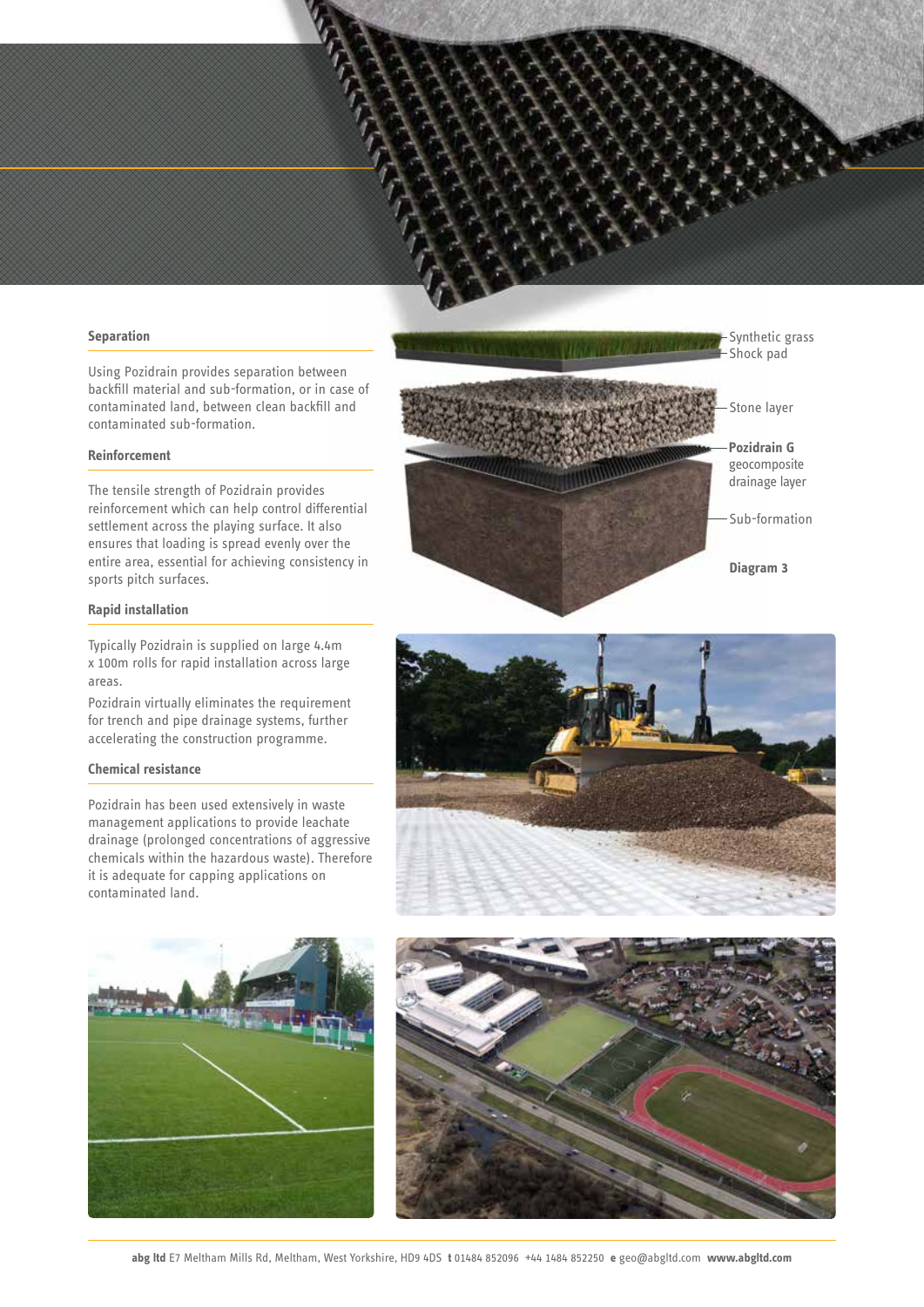### Separation

Using Pozidrain provides separation between backfill material and sub-formation, or in case of contaminated land, between clean backfill and contaminated sub-formation.

### Reinforcement

The tensile strength of Pozidrain provides reinforcement which can help control differential settlement across the playing surface. It also ensures that loading is spread evenly over the entire area, essential for achieving consistency in sports pitch surfaces.

### Rapid installation

Typically Pozidrain is supplied on large 4.4m x 100m rolls for rapid installation across large areas.

Pozidrain virtually eliminates the requirement for trench and pipe drainage systems, further accelerating the construction programme.

### Chemical resistance

Pozidrain has been used extensively in waste management applications to provide leachate drainage (prolonged concentrations of aggressive chemicals within the hazardous waste). Therefore it is adequate for capping applications on contaminated land.

Synthetic grass
Shock pad
Stone layer
**Pozidrain G** geocomposite drainage layer
Sub-formation

**Diagram 3**

**abg ltd** E7 Meltham Mills Rd, Meltham, West Yorkshire, HD9 4DS **t** 01484 852096 +44 1484 852250 **e** geo@abgltd.com **www.abgltd.com**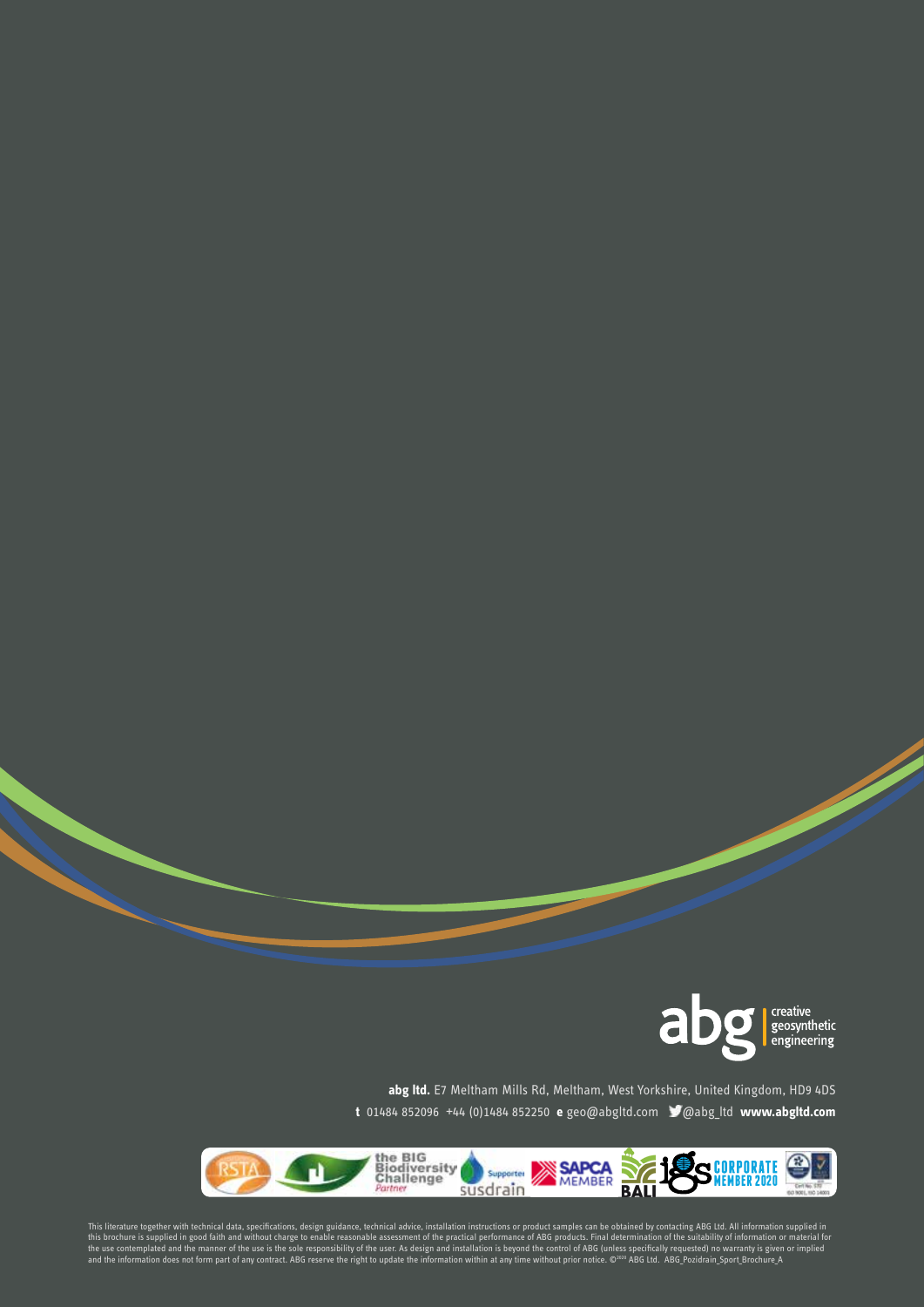abg | creative geosynthetic engineering

**abg ltd.** E7 Meltham Mills Rd, Meltham, West Yorkshire, United Kingdom, HD9 4DS

**t** 01484 852096 +44 (0)1484 852250 **e** geo@abgltd.com @abg_ltd **www.abgltd.com**

RSTA | the BIG Biodiversity Challenge Partner | Supporter susdrain | SAPCA MEMBER | BALI | igs CORPORATE MEMBER 2020 | Cert No. 570 ISO 9001, ISO 14001

This literature together with technical data, specifications, design guidance, technical advice, installation instructions or product samples can be obtained by contacting ABG Ltd. All information supplied in this brochure is supplied in good faith and without charge to enable reasonable assessment of the practical performance of ABG products. Final determination of the suitability of information or material for the use contemplated and the manner of the use is the sole responsibility of the user. As design and installation is beyond the control of ABG (unless specifically requested) no warranty is given or implied and the information does not form part of any contract. ABG reserve the right to update the information within at any time without prior notice. ©2021 ABG Ltd. ABG_Pozidrain_Sport_Brochure_A